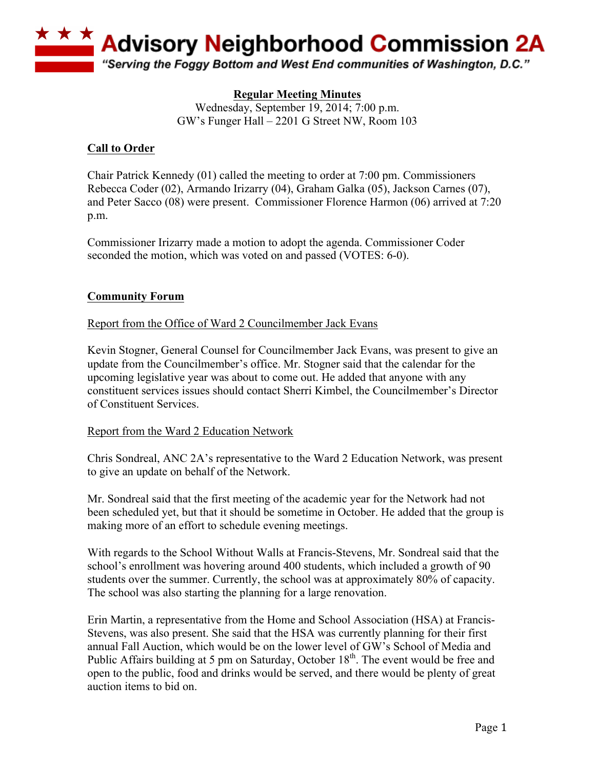# Advisory Neighborhood Commission 2A

*"Serving the Foggy Bottom and West End communities of Washington, D.C."*

**Regular Meeting Minutes**

Wednesday, September 19, 2014; 7:00 p.m.
GW's Funger Hall – 2201 G Street NW, Room 103

## Call to Order

Chair Patrick Kennedy (01) called the meeting to order at 7:00 pm. Commissioners Rebecca Coder (02), Armando Irizarry (04), Graham Galka (05), Jackson Carnes (07), and Peter Sacco (08) were present. Commissioner Florence Harmon (06) arrived at 7:20 p.m.

Commissioner Irizarry made a motion to adopt the agenda. Commissioner Coder seconded the motion, which was voted on and passed (VOTES: 6-0).

## Community Forum

### Report from the Office of Ward 2 Councilmember Jack Evans

Kevin Stogner, General Counsel for Councilmember Jack Evans, was present to give an update from the Councilmember's office. Mr. Stogner said that the calendar for the upcoming legislative year was about to come out. He added that anyone with any constituent services issues should contact Sherri Kimbel, the Councilmember's Director of Constituent Services.

### Report from the Ward 2 Education Network

Chris Sondreal, ANC 2A's representative to the Ward 2 Education Network, was present to give an update on behalf of the Network.

Mr. Sondreal said that the first meeting of the academic year for the Network had not been scheduled yet, but that it should be sometime in October. He added that the group is making more of an effort to schedule evening meetings.

With regards to the School Without Walls at Francis-Stevens, Mr. Sondreal said that the school's enrollment was hovering around 400 students, which included a growth of 90 students over the summer. Currently, the school was at approximately 80% of capacity. The school was also starting the planning for a large renovation.

Erin Martin, a representative from the Home and School Association (HSA) at Francis-Stevens, was also present. She said that the HSA was currently planning for their first annual Fall Auction, which would be on the lower level of GW's School of Media and Public Affairs building at 5 pm on Saturday, October 18th. The event would be free and open to the public, food and drinks would be served, and there would be plenty of great auction items to bid on.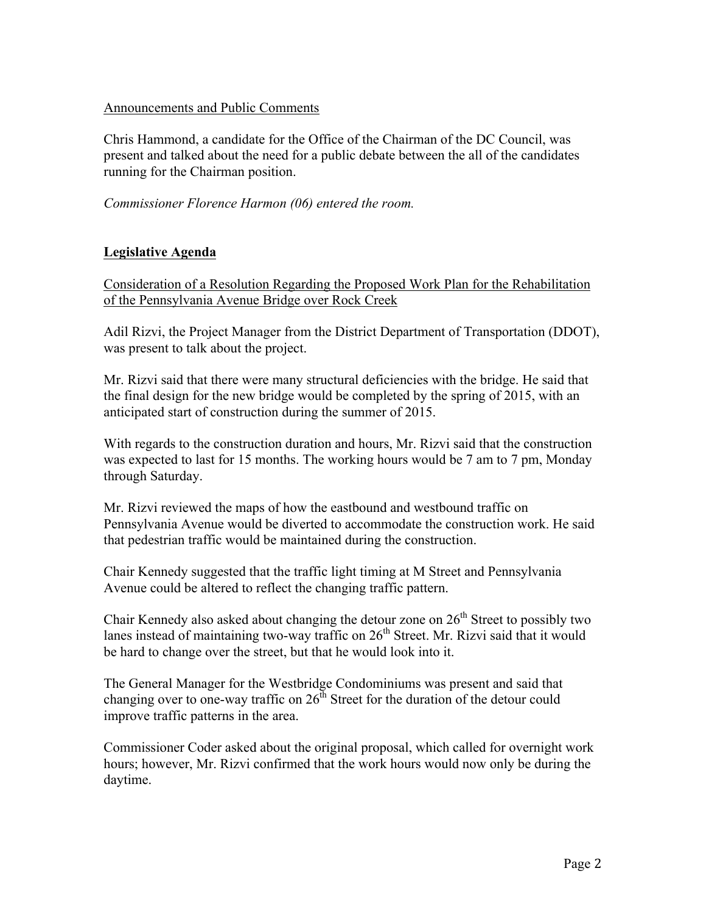Announcements and Public Comments

Chris Hammond, a candidate for the Office of the Chairman of the DC Council, was present and talked about the need for a public debate between the all of the candidates running for the Chairman position.

*Commissioner Florence Harmon (06) entered the room.*

## Legislative Agenda

Consideration of a Resolution Regarding the Proposed Work Plan for the Rehabilitation of the Pennsylvania Avenue Bridge over Rock Creek

Adil Rizvi, the Project Manager from the District Department of Transportation (DDOT), was present to talk about the project.

Mr. Rizvi said that there were many structural deficiencies with the bridge. He said that the final design for the new bridge would be completed by the spring of 2015, with an anticipated start of construction during the summer of 2015.

With regards to the construction duration and hours, Mr. Rizvi said that the construction was expected to last for 15 months. The working hours would be 7 am to 7 pm, Monday through Saturday.

Mr. Rizvi reviewed the maps of how the eastbound and westbound traffic on Pennsylvania Avenue would be diverted to accommodate the construction work. He said that pedestrian traffic would be maintained during the construction.

Chair Kennedy suggested that the traffic light timing at M Street and Pennsylvania Avenue could be altered to reflect the changing traffic pattern.

Chair Kennedy also asked about changing the detour zone on 26th Street to possibly two lanes instead of maintaining two-way traffic on 26th Street. Mr. Rizvi said that it would be hard to change over the street, but that he would look into it.

The General Manager for the Westbridge Condominiums was present and said that changing over to one-way traffic on 26th Street for the duration of the detour could improve traffic patterns in the area.

Commissioner Coder asked about the original proposal, which called for overnight work hours; however, Mr. Rizvi confirmed that the work hours would now only be during the daytime.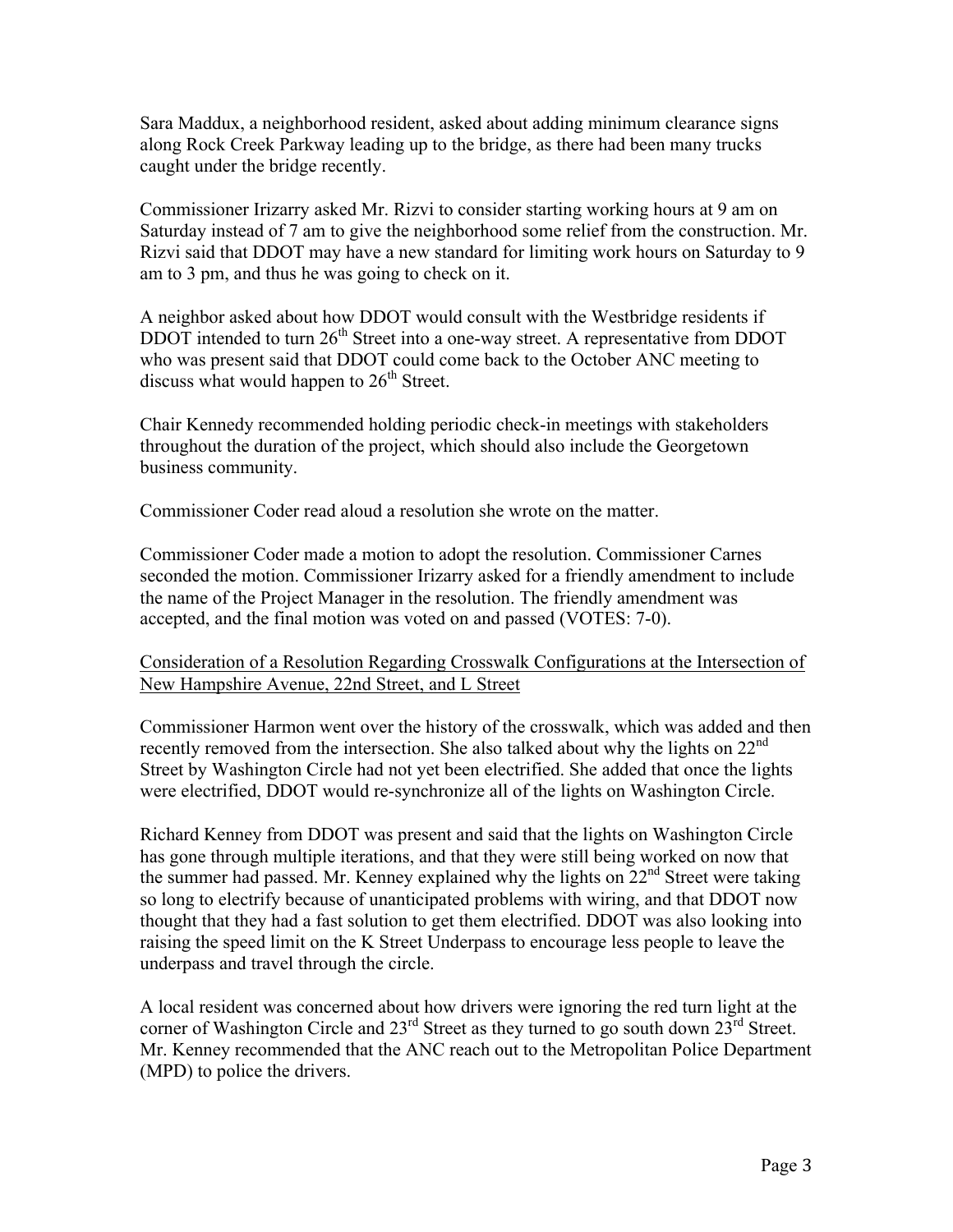Sara Maddux, a neighborhood resident, asked about adding minimum clearance signs along Rock Creek Parkway leading up to the bridge, as there had been many trucks caught under the bridge recently.

Commissioner Irizarry asked Mr. Rizvi to consider starting working hours at 9 am on Saturday instead of 7 am to give the neighborhood some relief from the construction. Mr. Rizvi said that DDOT may have a new standard for limiting work hours on Saturday to 9 am to 3 pm, and thus he was going to check on it.

A neighbor asked about how DDOT would consult with the Westbridge residents if DDOT intended to turn 26th Street into a one-way street. A representative from DDOT who was present said that DDOT could come back to the October ANC meeting to discuss what would happen to 26th Street.

Chair Kennedy recommended holding periodic check-in meetings with stakeholders throughout the duration of the project, which should also include the Georgetown business community.

Commissioner Coder read aloud a resolution she wrote on the matter.

Commissioner Coder made a motion to adopt the resolution. Commissioner Carnes seconded the motion. Commissioner Irizarry asked for a friendly amendment to include the name of the Project Manager in the resolution. The friendly amendment was accepted, and the final motion was voted on and passed (VOTES: 7-0).

<u>Consideration of a Resolution Regarding Crosswalk Configurations at the Intersection of New Hampshire Avenue, 22nd Street, and L Street</u>

Commissioner Harmon went over the history of the crosswalk, which was added and then recently removed from the intersection. She also talked about why the lights on 22nd Street by Washington Circle had not yet been electrified. She added that once the lights were electrified, DDOT would re-synchronize all of the lights on Washington Circle.

Richard Kenney from DDOT was present and said that the lights on Washington Circle has gone through multiple iterations, and that they were still being worked on now that the summer had passed. Mr. Kenney explained why the lights on 22nd Street were taking so long to electrify because of unanticipated problems with wiring, and that DDOT now thought that they had a fast solution to get them electrified. DDOT was also looking into raising the speed limit on the K Street Underpass to encourage less people to leave the underpass and travel through the circle.

A local resident was concerned about how drivers were ignoring the red turn light at the corner of Washington Circle and 23rd Street as they turned to go south down 23rd Street. Mr. Kenney recommended that the ANC reach out to the Metropolitan Police Department (MPD) to police the drivers.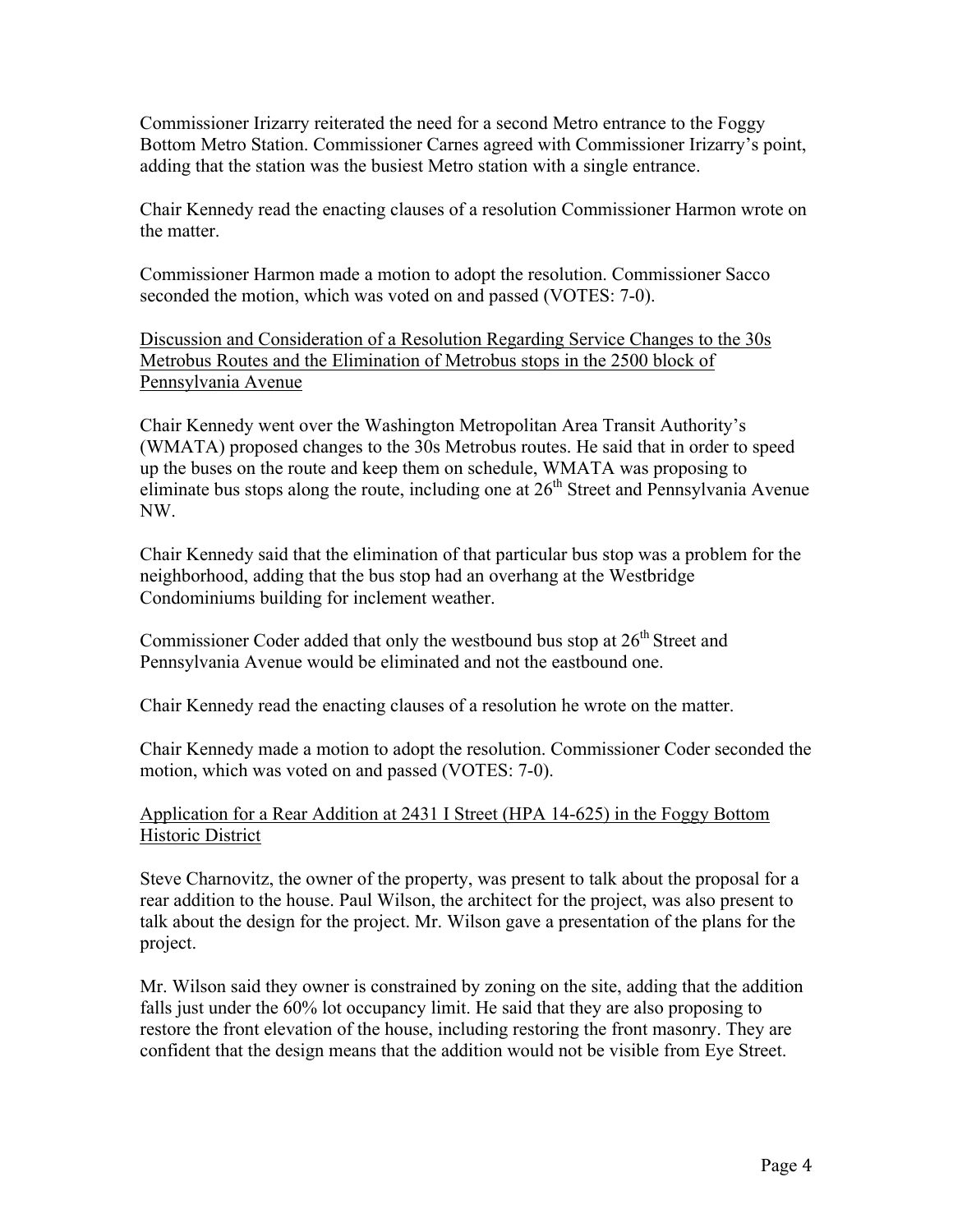Commissioner Irizarry reiterated the need for a second Metro entrance to the Foggy Bottom Metro Station. Commissioner Carnes agreed with Commissioner Irizarry's point, adding that the station was the busiest Metro station with a single entrance.

Chair Kennedy read the enacting clauses of a resolution Commissioner Harmon wrote on the matter.

Commissioner Harmon made a motion to adopt the resolution. Commissioner Sacco seconded the motion, which was voted on and passed (VOTES: 7-0).

Discussion and Consideration of a Resolution Regarding Service Changes to the 30s Metrobus Routes and the Elimination of Metrobus stops in the 2500 block of Pennsylvania Avenue

Chair Kennedy went over the Washington Metropolitan Area Transit Authority's (WMATA) proposed changes to the 30s Metrobus routes. He said that in order to speed up the buses on the route and keep them on schedule, WMATA was proposing to eliminate bus stops along the route, including one at 26th Street and Pennsylvania Avenue NW.

Chair Kennedy said that the elimination of that particular bus stop was a problem for the neighborhood, adding that the bus stop had an overhang at the Westbridge Condominiums building for inclement weather.

Commissioner Coder added that only the westbound bus stop at 26th Street and Pennsylvania Avenue would be eliminated and not the eastbound one.

Chair Kennedy read the enacting clauses of a resolution he wrote on the matter.

Chair Kennedy made a motion to adopt the resolution. Commissioner Coder seconded the motion, which was voted on and passed (VOTES: 7-0).

Application for a Rear Addition at 2431 I Street (HPA 14-625) in the Foggy Bottom Historic District

Steve Charnovitz, the owner of the property, was present to talk about the proposal for a rear addition to the house. Paul Wilson, the architect for the project, was also present to talk about the design for the project. Mr. Wilson gave a presentation of the plans for the project.

Mr. Wilson said they owner is constrained by zoning on the site, adding that the addition falls just under the 60% lot occupancy limit. He said that they are also proposing to restore the front elevation of the house, including restoring the front masonry. They are confident that the design means that the addition would not be visible from Eye Street.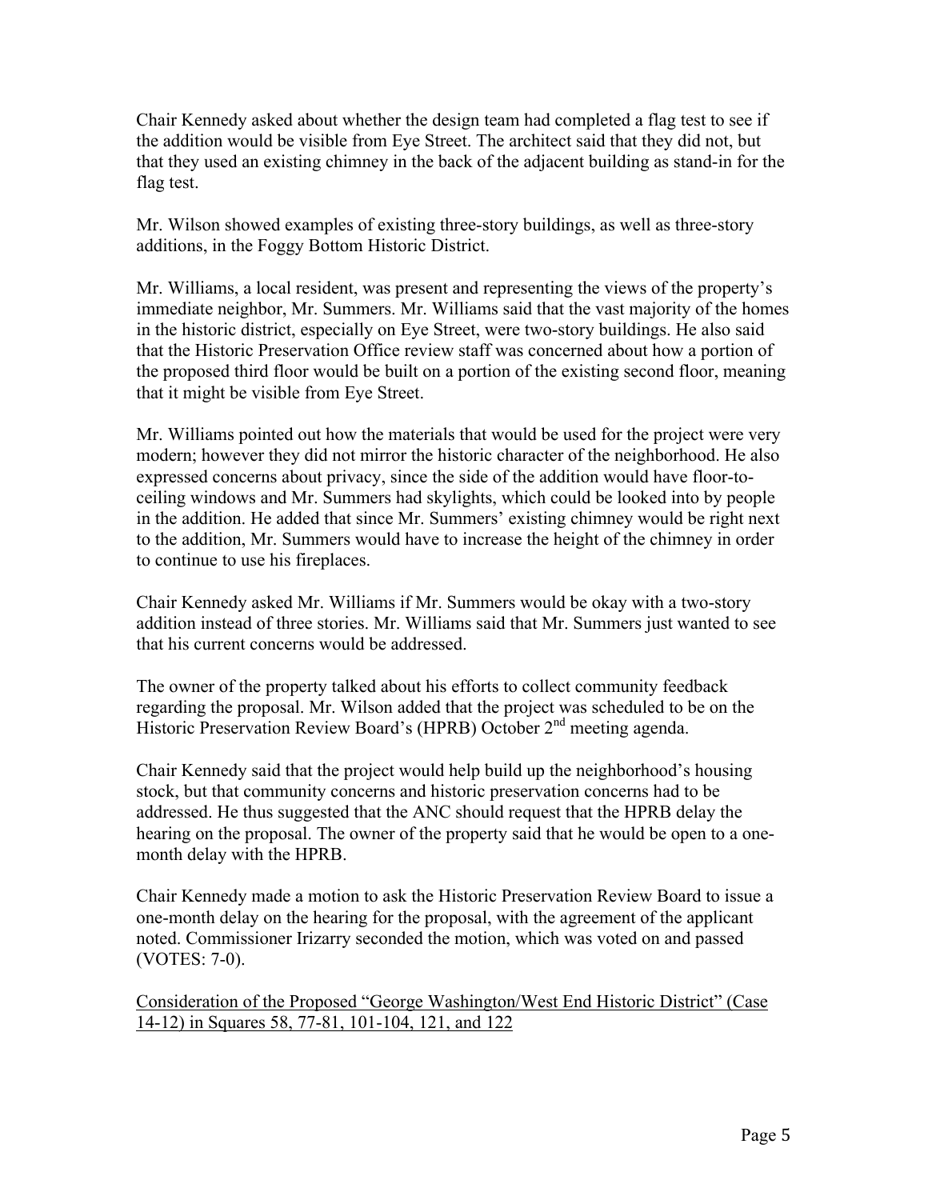Chair Kennedy asked about whether the design team had completed a flag test to see if the addition would be visible from Eye Street. The architect said that they did not, but that they used an existing chimney in the back of the adjacent building as stand-in for the flag test.

Mr. Wilson showed examples of existing three-story buildings, as well as three-story additions, in the Foggy Bottom Historic District.

Mr. Williams, a local resident, was present and representing the views of the property's immediate neighbor, Mr. Summers. Mr. Williams said that the vast majority of the homes in the historic district, especially on Eye Street, were two-story buildings. He also said that the Historic Preservation Office review staff was concerned about how a portion of the proposed third floor would be built on a portion of the existing second floor, meaning that it might be visible from Eye Street.

Mr. Williams pointed out how the materials that would be used for the project were very modern; however they did not mirror the historic character of the neighborhood. He also expressed concerns about privacy, since the side of the addition would have floor-to-ceiling windows and Mr. Summers had skylights, which could be looked into by people in the addition. He added that since Mr. Summers' existing chimney would be right next to the addition, Mr. Summers would have to increase the height of the chimney in order to continue to use his fireplaces.

Chair Kennedy asked Mr. Williams if Mr. Summers would be okay with a two-story addition instead of three stories. Mr. Williams said that Mr. Summers just wanted to see that his current concerns would be addressed.

The owner of the property talked about his efforts to collect community feedback regarding the proposal. Mr. Wilson added that the project was scheduled to be on the Historic Preservation Review Board's (HPRB) October 2nd meeting agenda.

Chair Kennedy said that the project would help build up the neighborhood's housing stock, but that community concerns and historic preservation concerns had to be addressed. He thus suggested that the ANC should request that the HPRB delay the hearing on the proposal. The owner of the property said that he would be open to a one-month delay with the HPRB.

Chair Kennedy made a motion to ask the Historic Preservation Review Board to issue a one-month delay on the hearing for the proposal, with the agreement of the applicant noted. Commissioner Irizarry seconded the motion, which was voted on and passed (VOTES: 7-0).

<u>Consideration of the Proposed "George Washington/West End Historic District" (Case 14-12) in Squares 58, 77-81, 101-104, 121, and 122</u>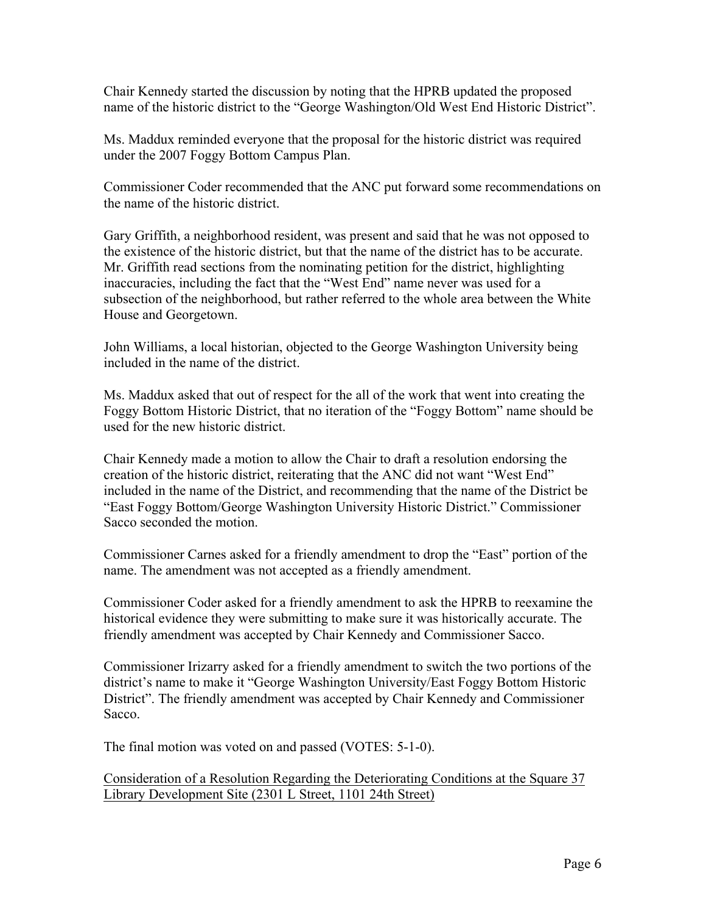Chair Kennedy started the discussion by noting that the HPRB updated the proposed name of the historic district to the "George Washington/Old West End Historic District".

Ms. Maddux reminded everyone that the proposal for the historic district was required under the 2007 Foggy Bottom Campus Plan.

Commissioner Coder recommended that the ANC put forward some recommendations on the name of the historic district.

Gary Griffith, a neighborhood resident, was present and said that he was not opposed to the existence of the historic district, but that the name of the district has to be accurate. Mr. Griffith read sections from the nominating petition for the district, highlighting inaccuracies, including the fact that the "West End" name never was used for a subsection of the neighborhood, but rather referred to the whole area between the White House and Georgetown.

John Williams, a local historian, objected to the George Washington University being included in the name of the district.

Ms. Maddux asked that out of respect for the all of the work that went into creating the Foggy Bottom Historic District, that no iteration of the "Foggy Bottom" name should be used for the new historic district.

Chair Kennedy made a motion to allow the Chair to draft a resolution endorsing the creation of the historic district, reiterating that the ANC did not want "West End" included in the name of the District, and recommending that the name of the District be "East Foggy Bottom/George Washington University Historic District." Commissioner Sacco seconded the motion.

Commissioner Carnes asked for a friendly amendment to drop the "East" portion of the name. The amendment was not accepted as a friendly amendment.

Commissioner Coder asked for a friendly amendment to ask the HPRB to reexamine the historical evidence they were submitting to make sure it was historically accurate. The friendly amendment was accepted by Chair Kennedy and Commissioner Sacco.

Commissioner Irizarry asked for a friendly amendment to switch the two portions of the district's name to make it "George Washington University/East Foggy Bottom Historic District". The friendly amendment was accepted by Chair Kennedy and Commissioner Sacco.

The final motion was voted on and passed (VOTES: 5-1-0).

<u>Consideration of a Resolution Regarding the Deteriorating Conditions at the Square 37 Library Development Site (2301 L Street, 1101 24th Street)</u>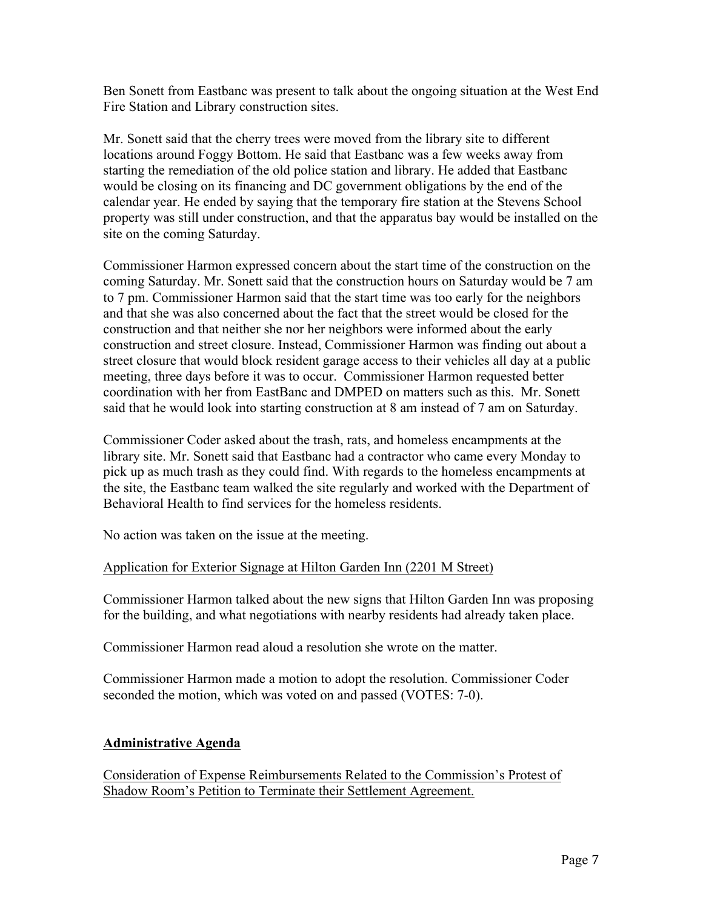Ben Sonett from Eastbanc was present to talk about the ongoing situation at the West End Fire Station and Library construction sites.

Mr. Sonett said that the cherry trees were moved from the library site to different locations around Foggy Bottom. He said that Eastbanc was a few weeks away from starting the remediation of the old police station and library. He added that Eastbanc would be closing on its financing and DC government obligations by the end of the calendar year. He ended by saying that the temporary fire station at the Stevens School property was still under construction, and that the apparatus bay would be installed on the site on the coming Saturday.

Commissioner Harmon expressed concern about the start time of the construction on the coming Saturday. Mr. Sonett said that the construction hours on Saturday would be 7 am to 7 pm. Commissioner Harmon said that the start time was too early for the neighbors and that she was also concerned about the fact that the street would be closed for the construction and that neither she nor her neighbors were informed about the early construction and street closure. Instead, Commissioner Harmon was finding out about a street closure that would block resident garage access to their vehicles all day at a public meeting, three days before it was to occur. Commissioner Harmon requested better coordination with her from EastBanc and DMPED on matters such as this. Mr. Sonett said that he would look into starting construction at 8 am instead of 7 am on Saturday.

Commissioner Coder asked about the trash, rats, and homeless encampments at the library site. Mr. Sonett said that Eastbanc had a contractor who came every Monday to pick up as much trash as they could find. With regards to the homeless encampments at the site, the Eastbanc team walked the site regularly and worked with the Department of Behavioral Health to find services for the homeless residents.

No action was taken on the issue at the meeting.

<u>Application for Exterior Signage at Hilton Garden Inn (2201 M Street)</u>

Commissioner Harmon talked about the new signs that Hilton Garden Inn was proposing for the building, and what negotiations with nearby residents had already taken place.

Commissioner Harmon read aloud a resolution she wrote on the matter.

Commissioner Harmon made a motion to adopt the resolution. Commissioner Coder seconded the motion, which was voted on and passed (VOTES: 7-0).

## <u>**Administrative Agenda**</u>

<u>Consideration of Expense Reimbursements Related to the Commission's Protest of Shadow Room's Petition to Terminate their Settlement Agreement.</u>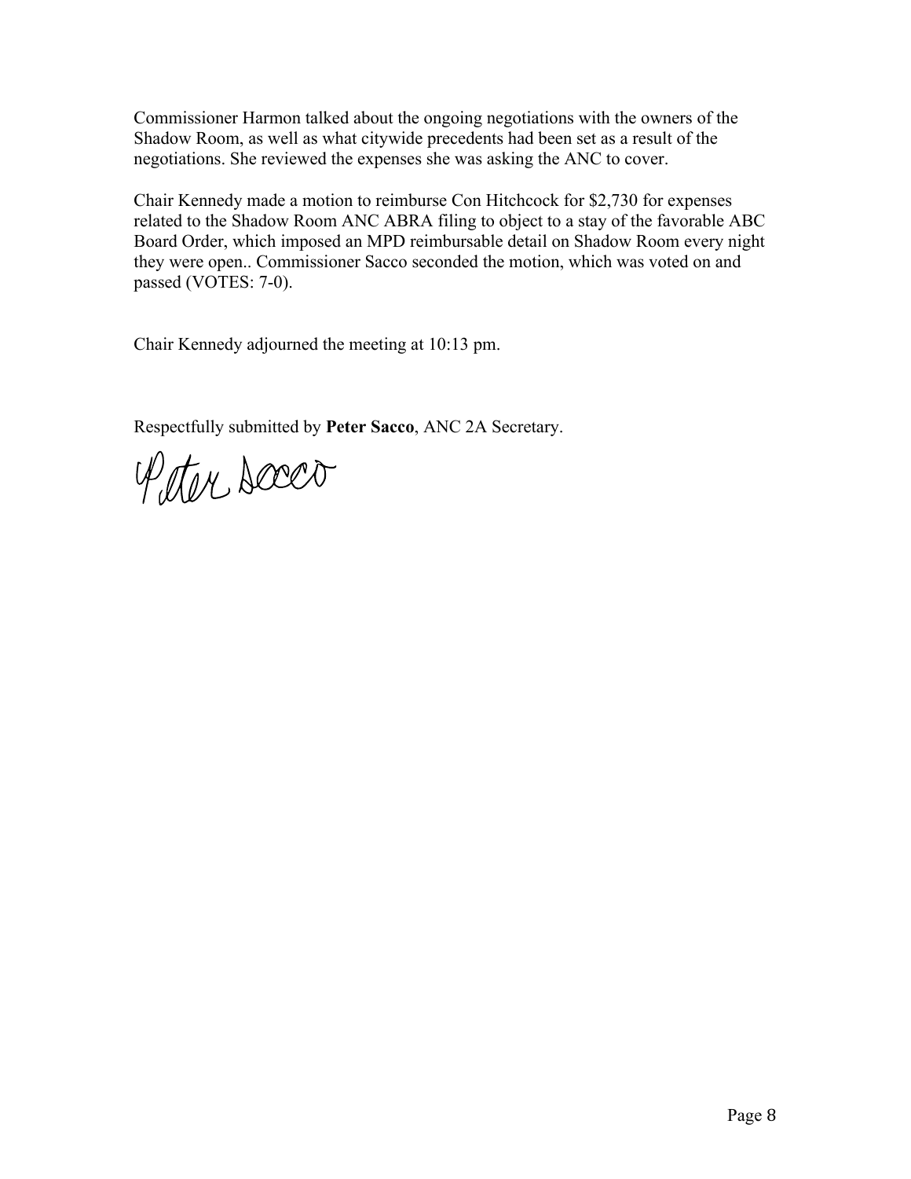Commissioner Harmon talked about the ongoing negotiations with the owners of the Shadow Room, as well as what citywide precedents had been set as a result of the negotiations. She reviewed the expenses she was asking the ANC to cover.

Chair Kennedy made a motion to reimburse Con Hitchcock for $2,730 for expenses related to the Shadow Room ANC ABRA filing to object to a stay of the favorable ABC Board Order, which imposed an MPD reimbursable detail on Shadow Room every night they were open.. Commissioner Sacco seconded the motion, which was voted on and passed (VOTES: 7-0).

Chair Kennedy adjourned the meeting at 10:13 pm.

Respectfully submitted by **Peter Sacco**, ANC 2A Secretary.

Peter Sacco